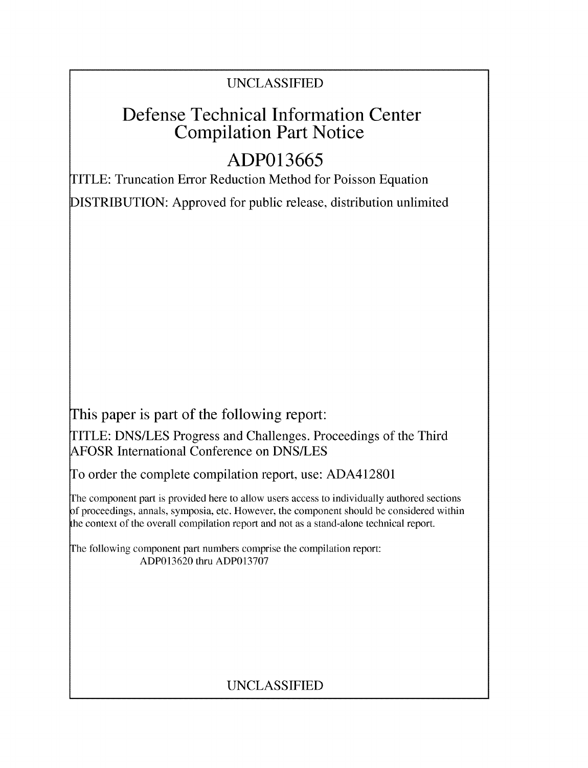UNCLASSIFIED

# Defense Technical Information Center Compilation Part Notice

## ADP013665

TITLE: Truncation Error Reduction Method for Poisson Equation

DISTRIBUTION: Approved for public release, distribution unlimited

This paper is part of the following report:

TITLE: DNS/LES Progress and Challenges. Proceedings of the Third AFOSR International Conference on DNS/LES

To order the complete compilation report, use: ADA412801

The component part is provided here to allow users access to individually authored sections of proceedings, annals, symposia, etc. However, the component should be considered within the context of the overall compilation report and not as a stand-alone technical report.

The following component part numbers comprise the compilation report:
ADP013620 thru ADP013707

UNCLASSIFIED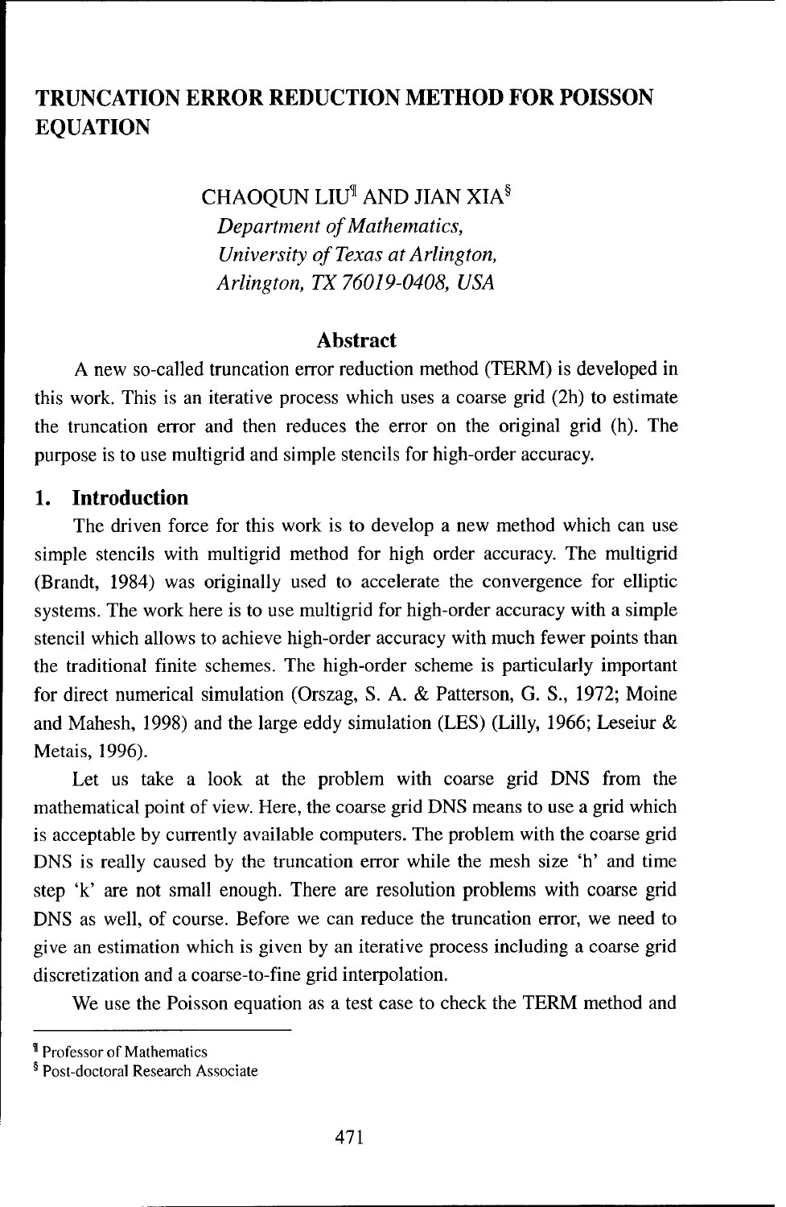# TRUNCATION ERROR REDUCTION METHOD FOR POISSON EQUATION

CHAOQUN LIU[¶] AND JIAN XIA[§]

*Department of Mathematics,*
*University of Texas at Arlington,*
*Arlington, TX 76019-0408, USA*

## Abstract

A new so-called truncation error reduction method (TERM) is developed in this work. This is an iterative process which uses a coarse grid (2h) to estimate the truncation error and then reduces the error on the original grid (h). The purpose is to use multigrid and simple stencils for high-order accuracy.

## 1. Introduction

The driven force for this work is to develop a new method which can use simple stencils with multigrid method for high order accuracy. The multigrid (Brandt, 1984) was originally used to accelerate the convergence for elliptic systems. The work here is to use multigrid for high-order accuracy with a simple stencil which allows to achieve high-order accuracy with much fewer points than the traditional finite schemes. The high-order scheme is particularly important for direct numerical simulation (Orszag, S. A. & Patterson, G. S., 1972; Moine and Mahesh, 1998) and the large eddy simulation (LES) (Lilly, 1966; Leseiur & Metais, 1996).

Let us take a look at the problem with coarse grid DNS from the mathematical point of view. Here, the coarse grid DNS means to use a grid which is acceptable by currently available computers. The problem with the coarse grid DNS is really caused by the truncation error while the mesh size 'h' and time step 'k' are not small enough. There are resolution problems with coarse grid DNS as well, of course. Before we can reduce the truncation error, we need to give an estimation which is given by an iterative process including a coarse grid discretization and a coarse-to-fine grid interpolation.

We use the Poisson equation as a test case to check the TERM method and

---

[¶] Professor of Mathematics

[§] Post-doctoral Research Associate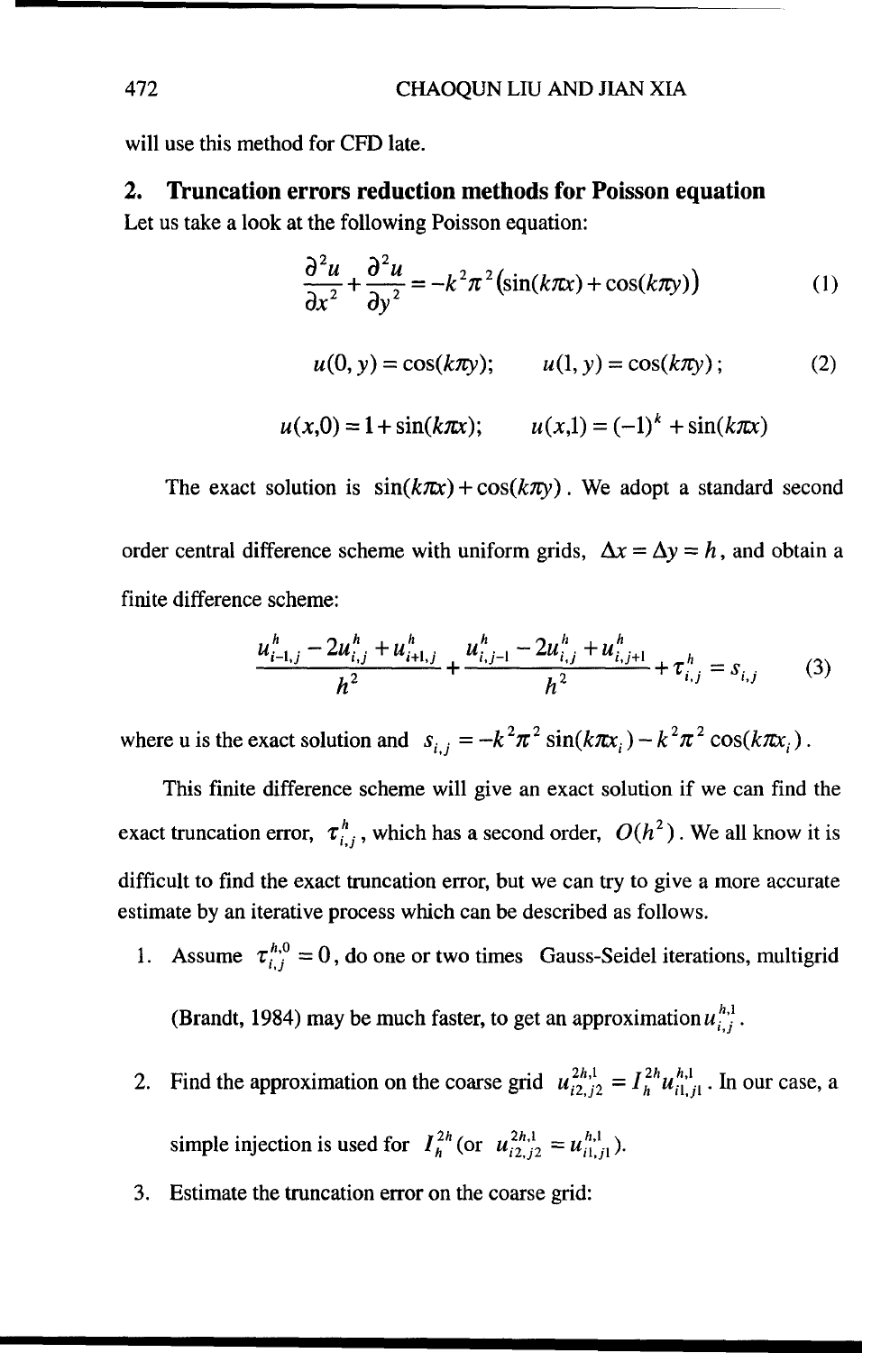will use this method for CFD late.

## 2. Truncation errors reduction methods for Poisson equation

Let us take a look at the following Poisson equation:

$$\frac{\partial^2 u}{\partial x^2} + \frac{\partial^2 u}{\partial y^2} = -k^2\pi^2\left(\sin(k\pi x) + \cos(k\pi y)\right) \tag{1}$$

$$u(0,y) = \cos(k\pi y); \qquad u(1,y) = \cos(k\pi y); \tag{2}$$

$$u(x,0) = 1 + \sin(k\pi x); \qquad u(x,1) = (-1)^k + \sin(k\pi x)$$

The exact solution is $\sin(k\pi x) + \cos(k\pi y)$. We adopt a standard second order central difference scheme with uniform grids, $\Delta x = \Delta y = h$, and obtain a finite difference scheme:

$$\frac{u_{i-1,j}^h - 2u_{i,j}^h + u_{i+1,j}^h}{h^2} + \frac{u_{i,j-1}^h - 2u_{i,j}^h + u_{i,j+1}^h}{h^2} + \tau_{i,j}^h = s_{i,j} \tag{3}$$

where u is the exact solution and $s_{i,j} = -k^2\pi^2 \sin(k\pi x_i) - k^2\pi^2 \cos(k\pi x_i)$.

This finite difference scheme will give an exact solution if we can find the exact truncation error, $\tau_{i,j}^h$, which has a second order, $O(h^2)$. We all know it is difficult to find the exact truncation error, but we can try to give a more accurate estimate by an iterative process which can be described as follows.

1. Assume $\tau_{i,j}^{h,0} = 0$, do one or two times Gauss-Seidel iterations, multigrid (Brandt, 1984) may be much faster, to get an approximation $u_{i,j}^{h,1}$.
2. Find the approximation on the coarse grid $u_{i2,j2}^{2h,1} = I_h^{2h} u_{i1,j1}^{h,1}$. In our case, a simple injection is used for $I_h^{2h}$ (or $u_{i2,j2}^{2h,1} = u_{i1,j1}^{h,1}$).
3. Estimate the truncation error on the coarse grid: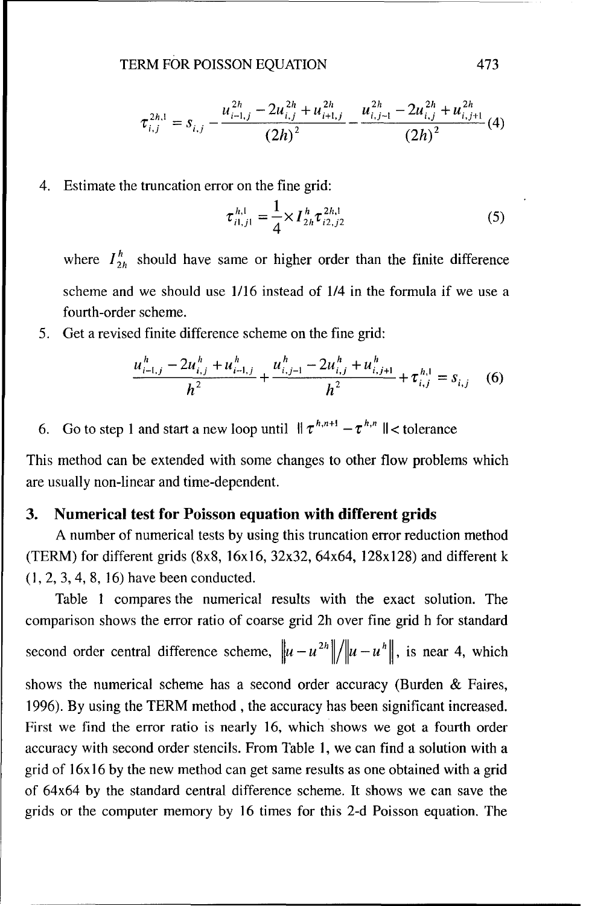$$\tau_{i,j}^{2h,1} = s_{i,j} - \frac{u_{i-1,j}^{2h} - 2u_{i,j}^{2h} + u_{i+1,j}^{2h}}{(2h)^2} - \frac{u_{i,j-1}^{2h} - 2u_{i,j}^{2h} + u_{i,j+1}^{2h}}{(2h)^2} \quad (4)$$

4. Estimate the truncation error on the fine grid:

$$\tau_{i1,j1}^{h,1} = \frac{1}{4} \times I_{2h}^{h} \tau_{i2,j2}^{2h,1} \quad (5)$$

   where $I_{2h}^{h}$ should have same or higher order than the finite difference scheme and we should use 1/16 instead of 1/4 in the formula if we use a fourth-order scheme.

5. Get a revised finite difference scheme on the fine grid:

$$\frac{u_{i-1,j}^{h} - 2u_{i,j}^{h} + u_{i-1,j}^{h}}{h^2} + \frac{u_{i,j-1}^{h} - 2u_{i,j}^{h} + u_{i,j+1}^{h}}{h^2} + \tau_{i,j}^{h,1} = s_{i,j} \quad (6)$$

6. Go to step 1 and start a new loop until $\| \tau^{h,n+1} - \tau^{h,n} \| <$ tolerance

This method can be extended with some changes to other flow problems which are usually non-linear and time-dependent.

## 3. Numerical test for Poisson equation with different grids

A number of numerical tests by using this truncation error reduction method (TERM) for different grids (8x8, 16x16, 32x32, 64x64, 128x128) and different k (1, 2, 3, 4, 8, 16) have been conducted.

Table 1 compares the numerical results with the exact solution. The comparison shows the error ratio of coarse grid 2h over fine grid h for standard second order central difference scheme, $\|u - u^{2h}\| / \|u - u^{h}\|$, is near 4, which shows the numerical scheme has a second order accuracy (Burden & Faires, 1996). By using the TERM method , the accuracy has been significant increased. First we find the error ratio is nearly 16, which shows we got a fourth order accuracy with second order stencils. From Table 1, we can find a solution with a grid of 16x16 by the new method can get same results as one obtained with a grid of 64x64 by the standard central difference scheme. It shows we can save the grids or the computer memory by 16 times for this 2-d Poisson equation. The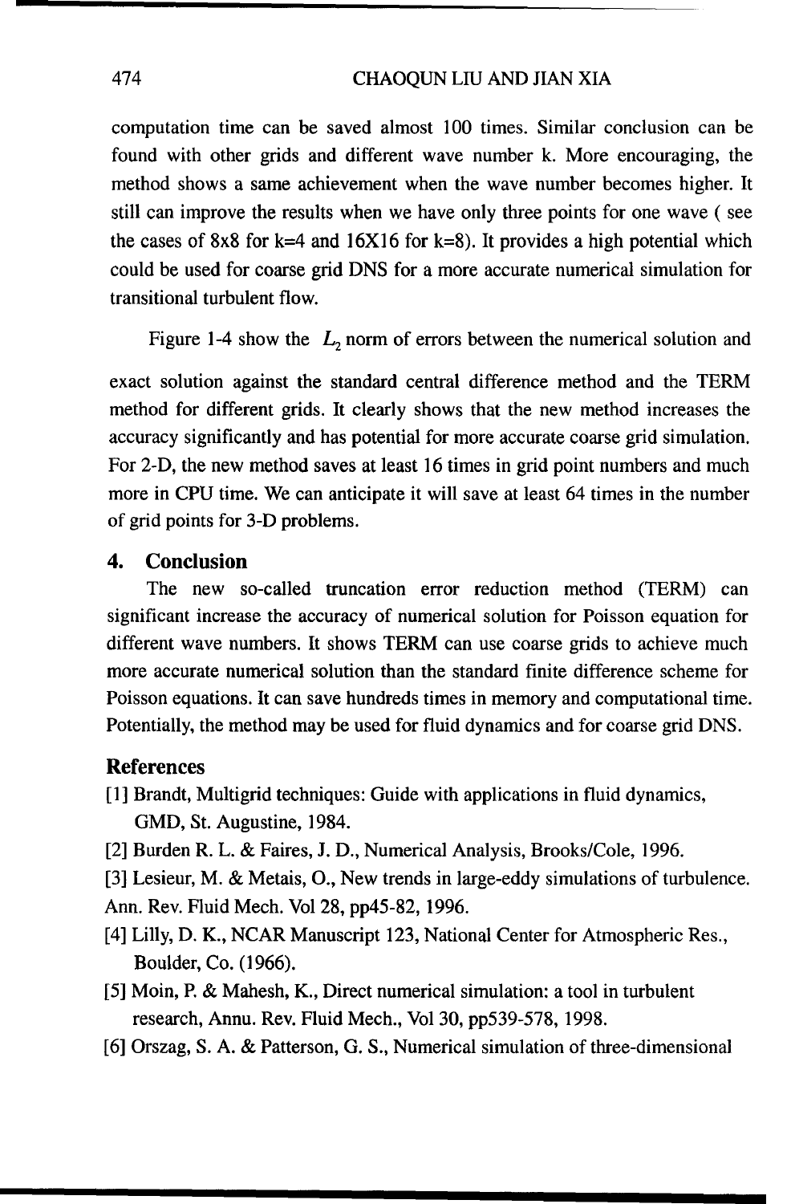computation time can be saved almost 100 times. Similar conclusion can be found with other grids and different wave number k. More encouraging, the method shows a same achievement when the wave number becomes higher. It still can improve the results when we have only three points for one wave ( see the cases of 8x8 for k=4 and 16X16 for k=8). It provides a high potential which could be used for coarse grid DNS for a more accurate numerical simulation for transitional turbulent flow.

Figure 1-4 show the $L_2$ norm of errors between the numerical solution and exact solution against the standard central difference method and the TERM method for different grids. It clearly shows that the new method increases the accuracy significantly and has potential for more accurate coarse grid simulation. For 2-D, the new method saves at least 16 times in grid point numbers and much more in CPU time. We can anticipate it will save at least 64 times in the number of grid points for 3-D problems.

## 4. Conclusion

The new so-called truncation error reduction method (TERM) can significant increase the accuracy of numerical solution for Poisson equation for different wave numbers. It shows TERM can use coarse grids to achieve much more accurate numerical solution than the standard finite difference scheme for Poisson equations. It can save hundreds times in memory and computational time. Potentially, the method may be used for fluid dynamics and for coarse grid DNS.

## References

[1] Brandt, Multigrid techniques: Guide with applications in fluid dynamics, GMD, St. Augustine, 1984.

[2] Burden R. L. & Faires, J. D., Numerical Analysis, Brooks/Cole, 1996.

[3] Lesieur, M. & Metais, O., New trends in large-eddy simulations of turbulence. Ann. Rev. Fluid Mech. Vol 28, pp45-82, 1996.

[4] Lilly, D. K., NCAR Manuscript 123, National Center for Atmospheric Res., Boulder, Co. (1966).

[5] Moin, P. & Mahesh, K., Direct numerical simulation: a tool in turbulent research, Annu. Rev. Fluid Mech., Vol 30, pp539-578, 1998.

[6] Orszag, S. A. & Patterson, G. S., Numerical simulation of three-dimensional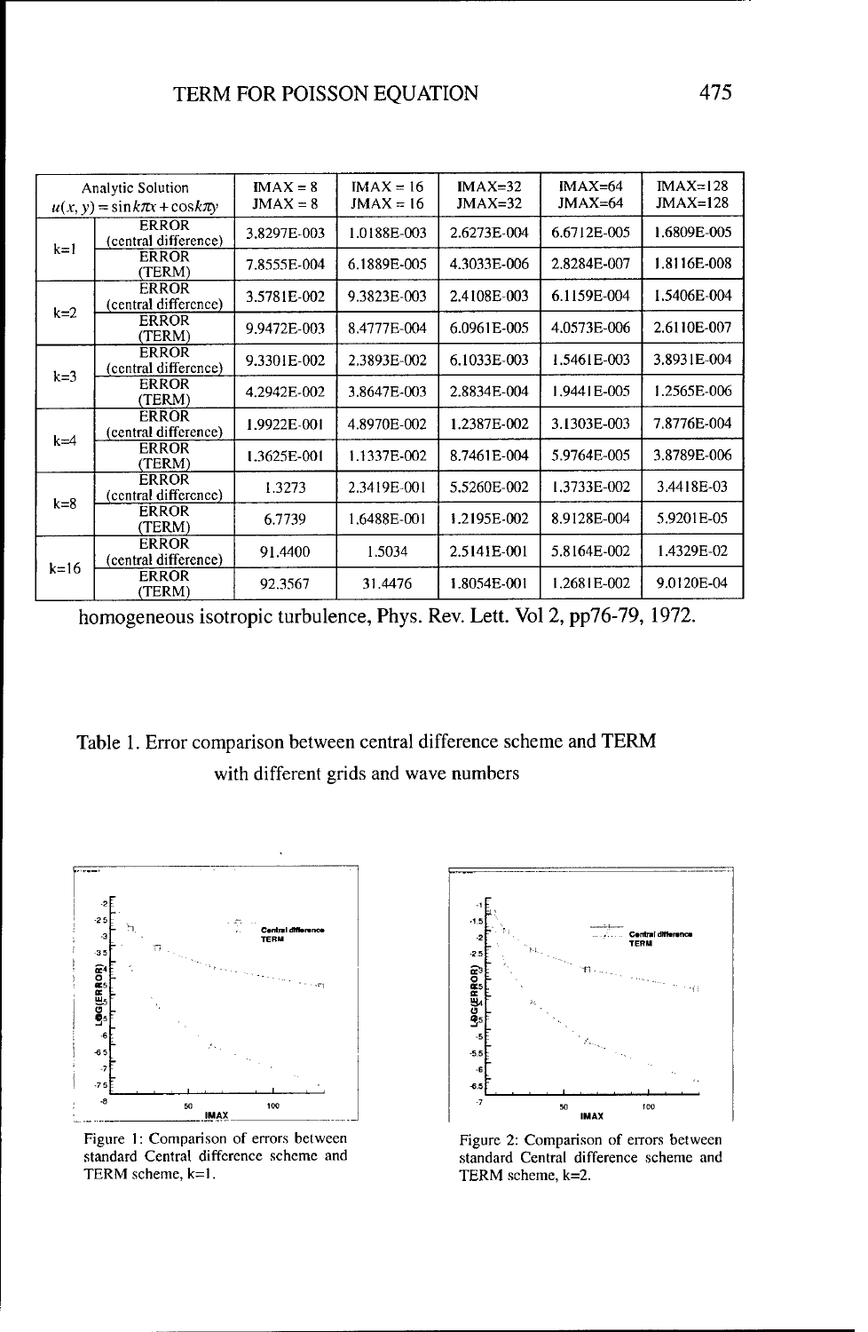| Analytic Solution $u(x,y)=\sin k\pi x+\cos k\pi y$ | | IMAX = 8 JMAX = 8 | IMAX = 16 JMAX = 16 | IMAX=32 JMAX=32 | IMAX=64 JMAX=64 | IMAX=128 JMAX=128 |
|---|---|---|---|---|---|---|
| k=1 | ERROR (central difference) | 3.8297E-003 | 1.0188E-003 | 2.6273E-004 | 6.6712E-005 | 1.6809E-005 |
| | ERROR (TERM) | 7.8555E-004 | 6.1889E-005 | 4.3033E-006 | 2.8284E-007 | 1.8116E-008 |
| k=2 | ERROR (central difference) | 3.5781E-002 | 9.3823E-003 | 2.4108E-003 | 6.1159E-004 | 1.5406E-004 |
| | ERROR (TERM) | 9.9472E-003 | 8.4777E-004 | 6.0961E-005 | 4.0573E-006 | 2.6110E-007 |
| k=3 | ERROR (central difference) | 9.3301E-002 | 2.3893E-002 | 6.1033E-003 | 1.5461E-003 | 3.8931E-004 |
| | ERROR (TERM) | 4.2942E-002 | 3.8647E-003 | 2.8834E-004 | 1.9441E-005 | 1.2565E-006 |
| k=4 | ERROR (central difference) | 1.9922E-001 | 4.8970E-002 | 1.2387E-002 | 3.1303E-003 | 7.8776E-004 |
| | ERROR (TERM) | 1.3625E-001 | 1.1337E-002 | 8.7461E-004 | 5.9764E-005 | 3.8789E-006 |
| k=8 | ERROR (central difference) | 1.3273 | 2.3419E-001 | 5.5260E-002 | 1.3733E-002 | 3.4418E-03 |
| | ERROR (TERM) | 6.7739 | 1.6488E-001 | 1.2195E-002 | 8.9128E-004 | 5.9201E-05 |
| k=16 | ERROR (central difference) | 91.4400 | 1.5034 | 2.5141E-001 | 5.8164E-002 | 1.4329E-02 |
| | ERROR (TERM) | 92.3567 | 31.4476 | 1.8054E-001 | 1.2681E-002 | 9.0120E-04 |

homogeneous isotropic turbulence, Phys. Rev. Lett. Vol 2, pp76-79, 1972.

Table 1. Error comparison between central difference scheme and TERM with different grids and wave numbers

Figure 1: Comparison of errors between standard Central difference scheme and TERM scheme, k=1.

Figure 2: Comparison of errors between standard Central difference scheme and TERM scheme, k=2.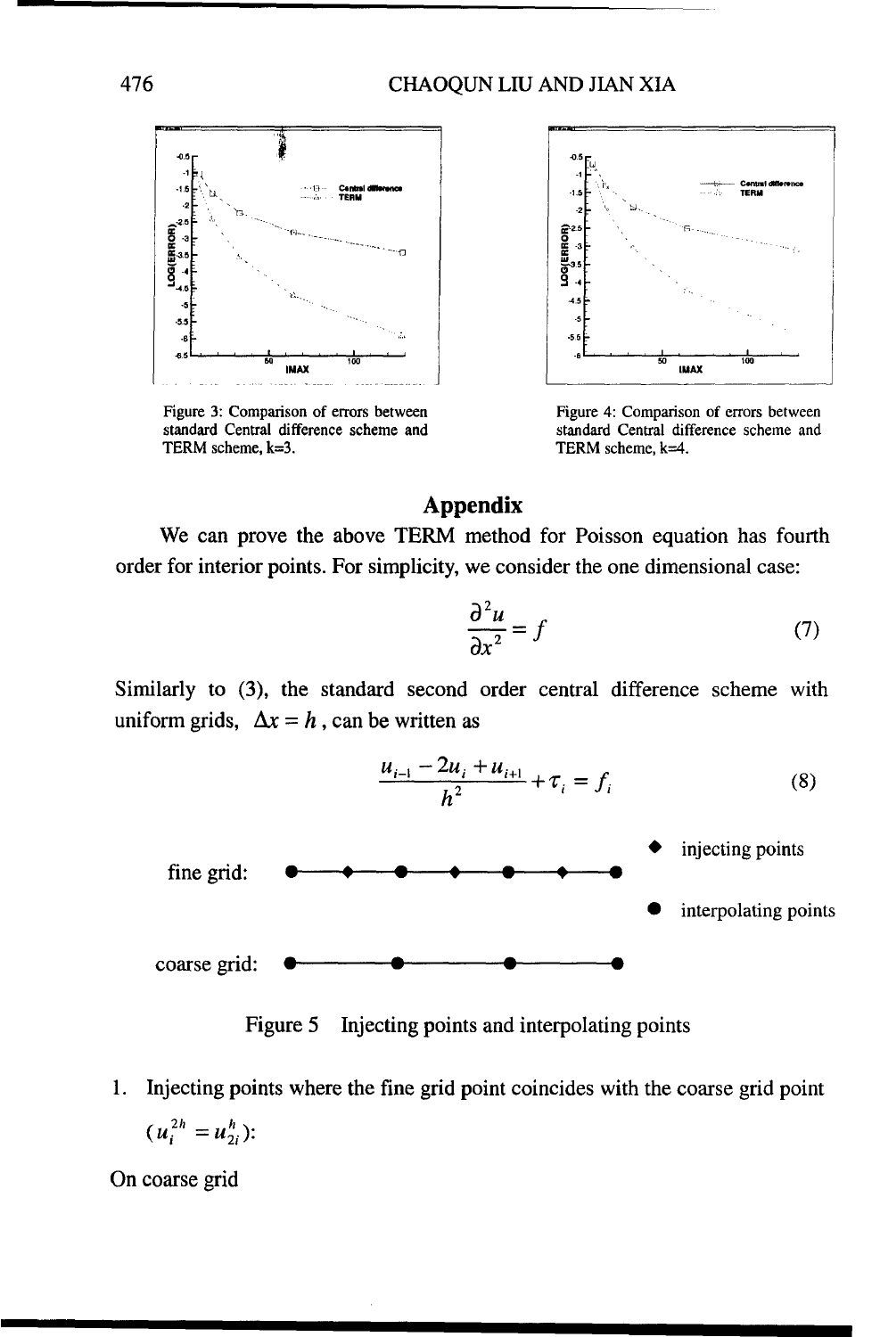Figure 3: Comparison of errors between standard Central difference scheme and TERM scheme, k=3.

Figure 4: Comparison of errors between standard Central difference scheme and TERM scheme, k=4.

## Appendix

We can prove the above TERM method for Poisson equation has fourth order for interior points. For simplicity, we consider the one dimensional case:

$$\frac{\partial^2 u}{\partial x^2} = f \tag{7}$$

Similarly to (3), the standard second order central difference scheme with uniform grids, $\Delta x = h$, can be written as

$$\frac{u_{i-1} - 2u_i + u_{i+1}}{h^2} + \tau_i = f_i \tag{8}$$

fine grid: ◆ injecting points

● interpolating points

coarse grid:

Figure 5 Injecting points and interpolating points

1. Injecting points where the fine grid point coincides with the coarse grid point ($u_i^{2h} = u_{2i}^h$):

On coarse grid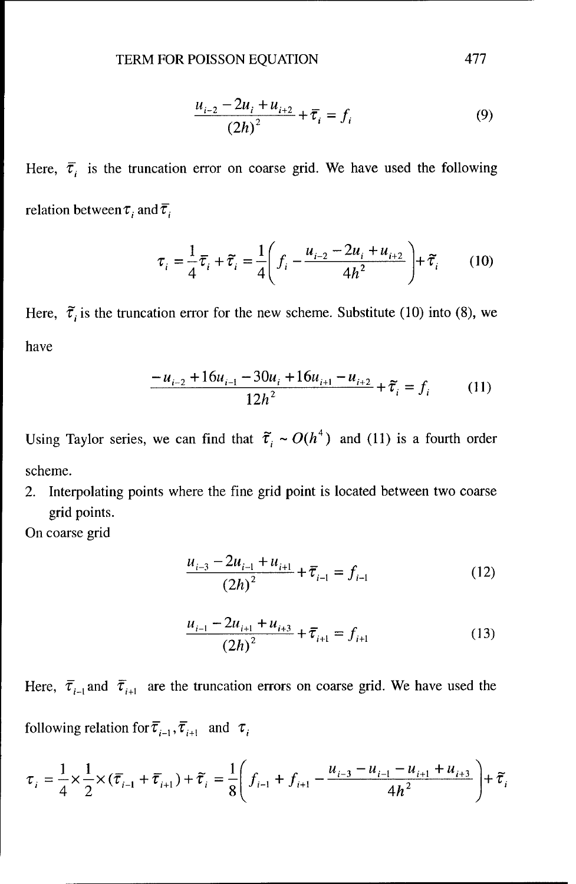$$\frac{u_{i-2} - 2u_i + u_{i+2}}{(2h)^2} + \bar{\tau}_i = f_i \tag{9}$$

Here, $\bar{\tau}_i$ is the truncation error on coarse grid. We have used the following relation between $\tau_i$ and $\bar{\tau}_i$

$$\tau_i = \frac{1}{4}\bar{\tau}_i + \tilde{\tau}_i = \frac{1}{4}\left( f_i - \frac{u_{i-2} - 2u_i + u_{i+2}}{4h^2} \right) + \tilde{\tau}_i \tag{10}$$

Here, $\tilde{\tau}_i$ is the truncation error for the new scheme. Substitute (10) into (8), we have

$$\frac{-u_{i-2} + 16u_{i-1} - 30u_i + 16u_{i+1} - u_{i+2}}{12h^2} + \tilde{\tau}_i = f_i \tag{11}$$

Using Taylor series, we can find that $\tilde{\tau}_i \sim O(h^4)$ and (11) is a fourth order scheme.

2. Interpolating points where the fine grid point is located between two coarse grid points.

On coarse grid

$$\frac{u_{i-3} - 2u_{i-1} + u_{i+1}}{(2h)^2} + \bar{\tau}_{i-1} = f_{i-1} \tag{12}$$

$$\frac{u_{i-1} - 2u_{i+1} + u_{i+3}}{(2h)^2} + \bar{\tau}_{i+1} = f_{i+1} \tag{13}$$

Here, $\bar{\tau}_{i-1}$ and $\bar{\tau}_{i+1}$ are the truncation errors on coarse grid. We have used the following relation for $\bar{\tau}_{i-1}, \bar{\tau}_{i+1}$ and $\tau_i$

$$\tau_i = \frac{1}{4} \times \frac{1}{2} \times (\bar{\tau}_{i-1} + \bar{\tau}_{i+1}) + \tilde{\tau}_i = \frac{1}{8}\left( f_{i-1} + f_{i+1} - \frac{u_{i-3} - u_{i-1} - u_{i+1} + u_{i+3}}{4h^2} \right) + \tilde{\tau}_i$$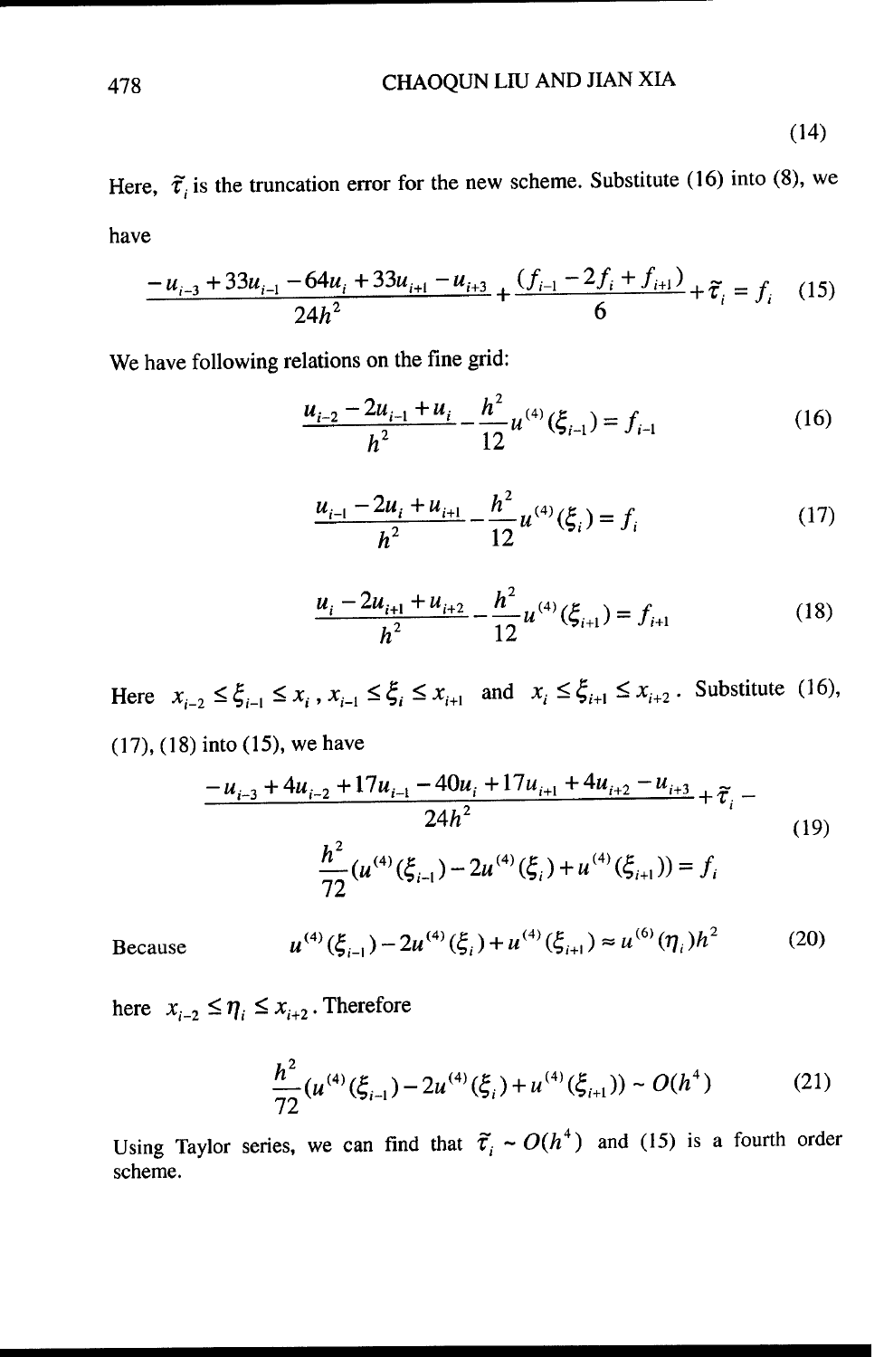(14)

Here, $\tilde{\tau}_i$ is the truncation error for the new scheme. Substitute (16) into (8), we have

$$\frac{-u_{i-3}+33u_{i-1}-64u_i+33u_{i+1}-u_{i+3}}{24h^2}+\frac{(f_{i-1}-2f_i+f_{i+1})}{6}+\tilde{\tau}_i=f_i \quad (15)$$

We have following relations on the fine grid:

$$\frac{u_{i-2}-2u_{i-1}+u_i}{h^2}-\frac{h^2}{12}u^{(4)}(\xi_{i-1})=f_{i-1} \quad (16)$$

$$\frac{u_{i-1}-2u_i+u_{i+1}}{h^2}-\frac{h^2}{12}u^{(4)}(\xi_i)=f_i \quad (17)$$

$$\frac{u_i-2u_{i+1}+u_{i+2}}{h^2}-\frac{h^2}{12}u^{(4)}(\xi_{i+1})=f_{i+1} \quad (18)$$

Here $x_{i-2}\le\xi_{i-1}\le x_i$, $x_{i-1}\le\xi_i\le x_{i+1}$ and $x_i\le\xi_{i+1}\le x_{i+2}$. Substitute (16), (17), (18) into (15), we have

$$\frac{-u_{i-3}+4u_{i-2}+17u_{i-1}-40u_i+17u_{i+1}+4u_{i+2}-u_{i+3}}{24h^2}+\tilde{\tau}_i-\frac{h^2}{72}(u^{(4)}(\xi_{i-1})-2u^{(4)}(\xi_i)+u^{(4)}(\xi_{i+1}))=f_i \quad (19)$$

Because $$u^{(4)}(\xi_{i-1})-2u^{(4)}(\xi_i)+u^{(4)}(\xi_{i+1})\approx u^{(6)}(\eta_i)h^2 \quad (20)$$

here $x_{i-2}\le\eta_i\le x_{i+2}$. Therefore

$$\frac{h^2}{72}(u^{(4)}(\xi_{i-1})-2u^{(4)}(\xi_i)+u^{(4)}(\xi_{i+1}))\sim O(h^4) \quad (21)$$

Using Taylor series, we can find that $\tilde{\tau}_i\sim O(h^4)$ and (15) is a fourth order scheme.